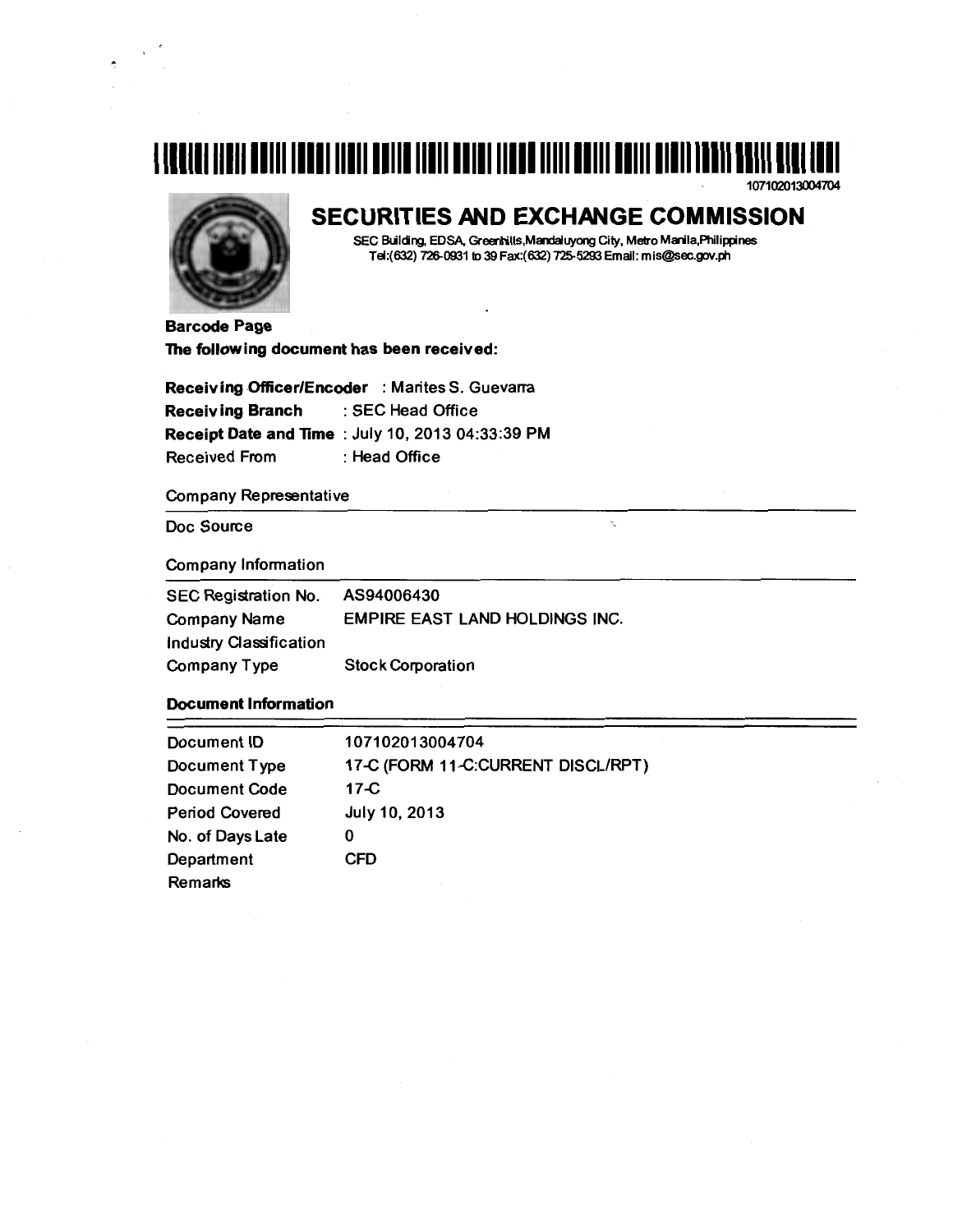107102013004704

# SECURITIES AND EXCHANGE COMMISSION

SEC Building, EDSA, Greenhills, Mandaluyong City, Metro Manila, Philippines
Tel:(632) 726-0931 to 39 Fax:(632) 725-5293 Email: mis@sec.gov.ph

**Barcode Page**

**The following document has been received:**

**Receiving Officer/Encoder** : Marites S. Guevarra
**Receiving Branch** : SEC Head Office
**Receipt Date and Time** : July 10, 2013 04:33:39 PM
Received From : Head Office

Company Representative

Doc Source

Company Information

| | |
|---|---|
| SEC Registration No. | AS94006430 |
| Company Name | EMPIRE EAST LAND HOLDINGS INC. |
| Industry Classification | |
| Company Type | Stock Corporation |

**Document Information**

| | |
|---|---|
| Document ID | 107102013004704 |
| Document Type | 17-C (FORM 11-C:CURRENT DISCL/RPT) |
| Document Code | 17-C |
| Period Covered | July 10, 2013 |
| No. of Days Late | 0 |
| Department | CFD |
| Remarks | |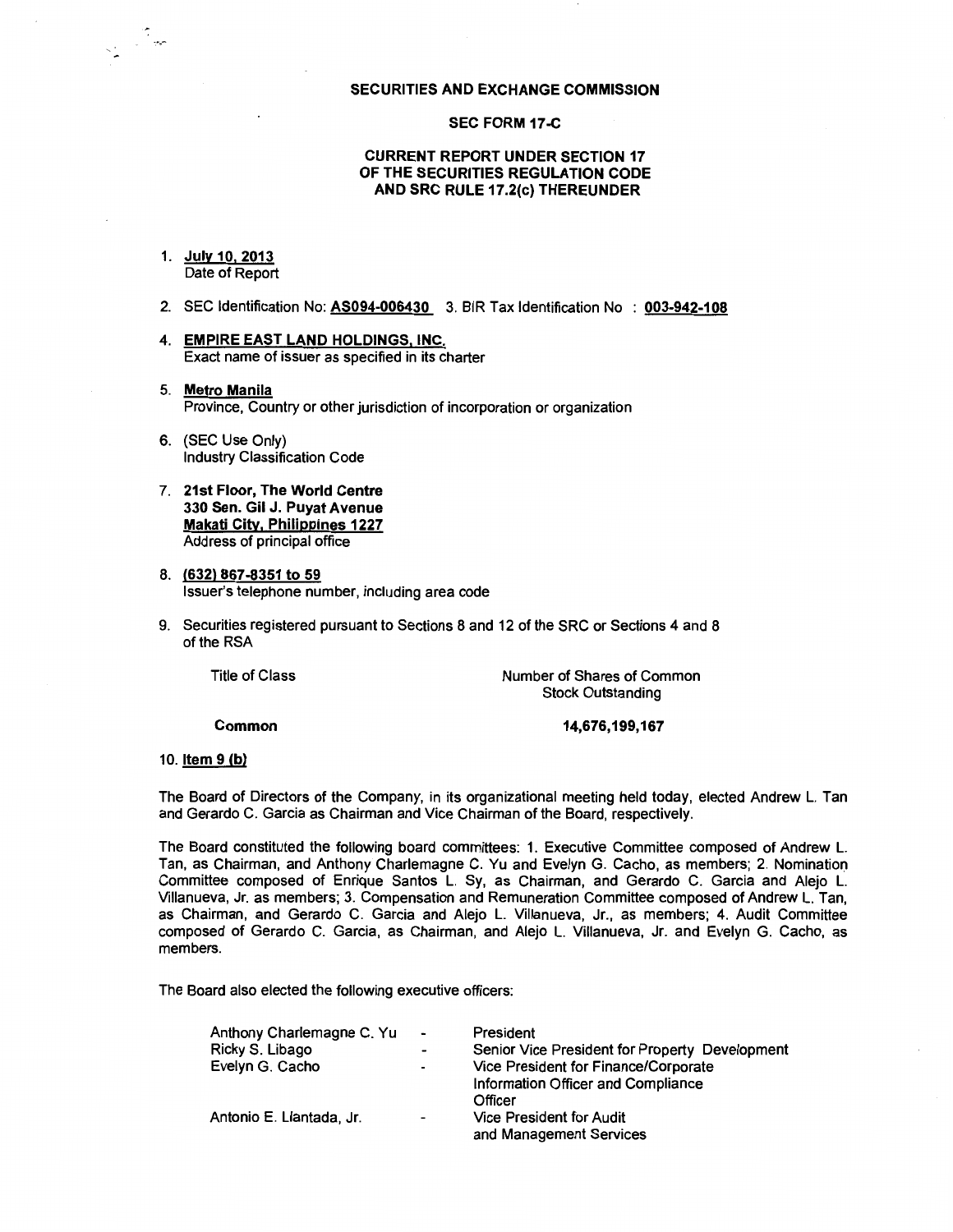**SECURITIES AND EXCHANGE COMMISSION**

**SEC FORM 17-C**

**CURRENT REPORT UNDER SECTION 17 OF THE SECURITIES REGULATION CODE AND SRC RULE 17.2(c) THEREUNDER**

1. **July 10, 2013**
   Date of Report

2. SEC Identification No: **AS094-006430** 3. BIR Tax Identification No : **003-942-108**

4. **EMPIRE EAST LAND HOLDINGS, INC.**
   Exact name of issuer as specified in its charter

5. **Metro Manila**
   Province, Country or other jurisdiction of incorporation or organization

6. (SEC Use Only)
   Industry Classification Code

7. **21st Floor, The World Centre**
   **330 Sen. Gil J. Puyat Avenue**
   **Makati City, Philippines 1227**
   Address of principal office

8. **(632) 867-8351 to 59**
   Issuer's telephone number, including area code

9. Securities registered pursuant to Sections 8 and 12 of the SRC or Sections 4 and 8 of the RSA

| Title of Class | Number of Shares of Common Stock Outstanding |
|---|---|
| **Common** | **14,676,199,167** |

10. **Item 9 (b)**

The Board of Directors of the Company, in its organizational meeting held today, elected Andrew L. Tan and Gerardo C. Garcia as Chairman and Vice Chairman of the Board, respectively.

The Board constituted the following board committees: 1. Executive Committee composed of Andrew L. Tan, as Chairman, and Anthony Charlemagne C. Yu and Evelyn G. Cacho, as members; 2. Nomination Committee composed of Enrique Santos L. Sy, as Chairman, and Gerardo C. Garcia and Alejo L. Villanueva, Jr. as members; 3. Compensation and Remuneration Committee composed of Andrew L. Tan, as Chairman, and Gerardo C. Garcia and Alejo L. Villanueva, Jr., as members; 4. Audit Committee composed of Gerardo C. Garcia, as Chairman, and Alejo L. Villanueva, Jr. and Evelyn G. Cacho, as members.

The Board also elected the following executive officers:

| | | |
|---|---|---|
| Anthony Charlemagne C. Yu | - | President |
| Ricky S. Libago | - | Senior Vice President for Property Development |
| Evelyn G. Cacho | - | Vice President for Finance/Corporate Information Officer and Compliance Officer |
| Antonio E. Llantada, Jr. | - | Vice President for Audit and Management Services |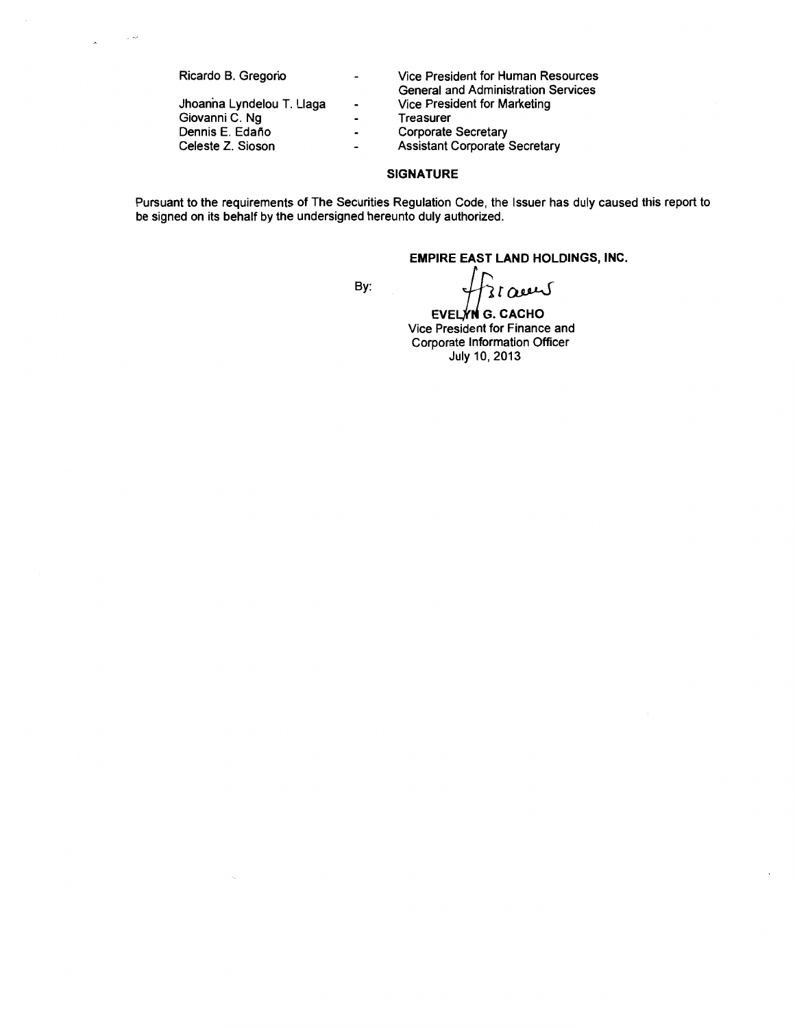| | | |
|---|---|---|
| Ricardo B. Gregorio | - | Vice President for Human Resources General and Administration Services |
| Jhoanna Lyndelou T. Llaga | - | Vice President for Marketing |
| Giovanni C. Ng | - | Treasurer |
| Dennis E. Edaño | - | Corporate Secretary |
| Celeste Z. Sioson | - | Assistant Corporate Secretary |

**SIGNATURE**

Pursuant to the requirements of The Securities Regulation Code, the Issuer has duly caused this report to be signed on its behalf by the undersigned hereunto duly authorized.

**EMPIRE EAST LAND HOLDINGS, INC.**

By:

**EVELYN G. CACHO**
Vice President for Finance and
Corporate Information Officer
July 10, 2013